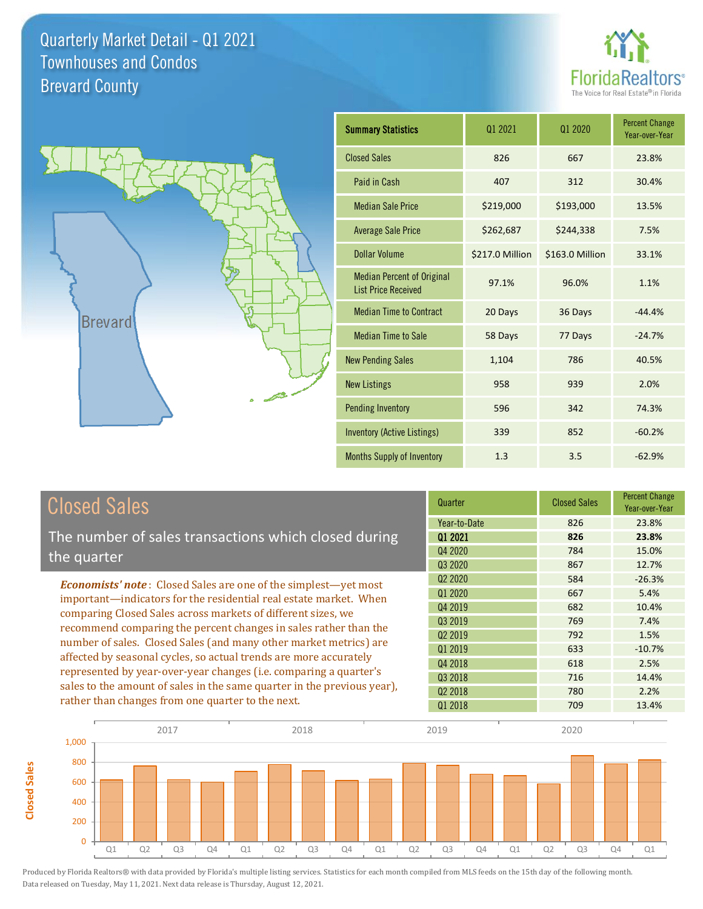# Quarterly Market Detail - Q1 2021
## Townhouses and Condos
## Brevard County

FloridaRealtors® The Voice for Real Estate® in Florida

Brevard

| Summary Statistics | Q1 2021 | Q1 2020 | Percent Change Year-over-Year |
|---|---|---|---|
| Closed Sales | 826 | 667 | 23.8% |
| Paid in Cash | 407 | 312 | 30.4% |
| Median Sale Price | $219,000 | $193,000 | 13.5% |
| Average Sale Price | $262,687 | $244,338 | 7.5% |
| Dollar Volume | $217.0 Million | $163.0 Million | 33.1% |
| Median Percent of Original List Price Received | 97.1% | 96.0% | 1.1% |
| Median Time to Contract | 20 Days | 36 Days | -44.4% |
| Median Time to Sale | 58 Days | 77 Days | -24.7% |
| New Pending Sales | 1,104 | 786 | 40.5% |
| New Listings | 958 | 939 | 2.0% |
| Pending Inventory | 596 | 342 | 74.3% |
| Inventory (Active Listings) | 339 | 852 | -60.2% |
| Months Supply of Inventory | 1.3 | 3.5 | -62.9% |

## Closed Sales

The number of sales transactions which closed during the quarter

*Economists' note*: Closed Sales are one of the simplest—yet most important—indicators for the residential real estate market. When comparing Closed Sales across markets of different sizes, we recommend comparing the percent changes in sales rather than the number of sales. Closed Sales (and many other market metrics) are affected by seasonal cycles, so actual trends are more accurately represented by year-over-year changes (i.e. comparing a quarter's sales to the amount of sales in the same quarter in the previous year), rather than changes from one quarter to the next.

| Quarter | Closed Sales | Percent Change Year-over-Year |
|---|---|---|
| Year-to-Date | 826 | 23.8% |
| **Q1 2021** | **826** | **23.8%** |
| Q4 2020 | 784 | 15.0% |
| Q3 2020 | 867 | 12.7% |
| Q2 2020 | 584 | -26.3% |
| Q1 2020 | 667 | 5.4% |
| Q4 2019 | 682 | 10.4% |
| Q3 2019 | 769 | 7.4% |
| Q2 2019 | 792 | 1.5% |
| Q1 2019 | 633 | -10.7% |
| Q4 2018 | 618 | 2.5% |
| Q3 2018 | 716 | 14.4% |
| Q2 2018 | 780 | 2.2% |
| Q1 2018 | 709 | 13.4% |

Produced by Florida Realtors® with data provided by Florida's multiple listing services. Statistics for each month compiled from MLS feeds on the 15th day of the following month. Data released on Tuesday, May 11, 2021. Next data release is Thursday, August 12, 2021.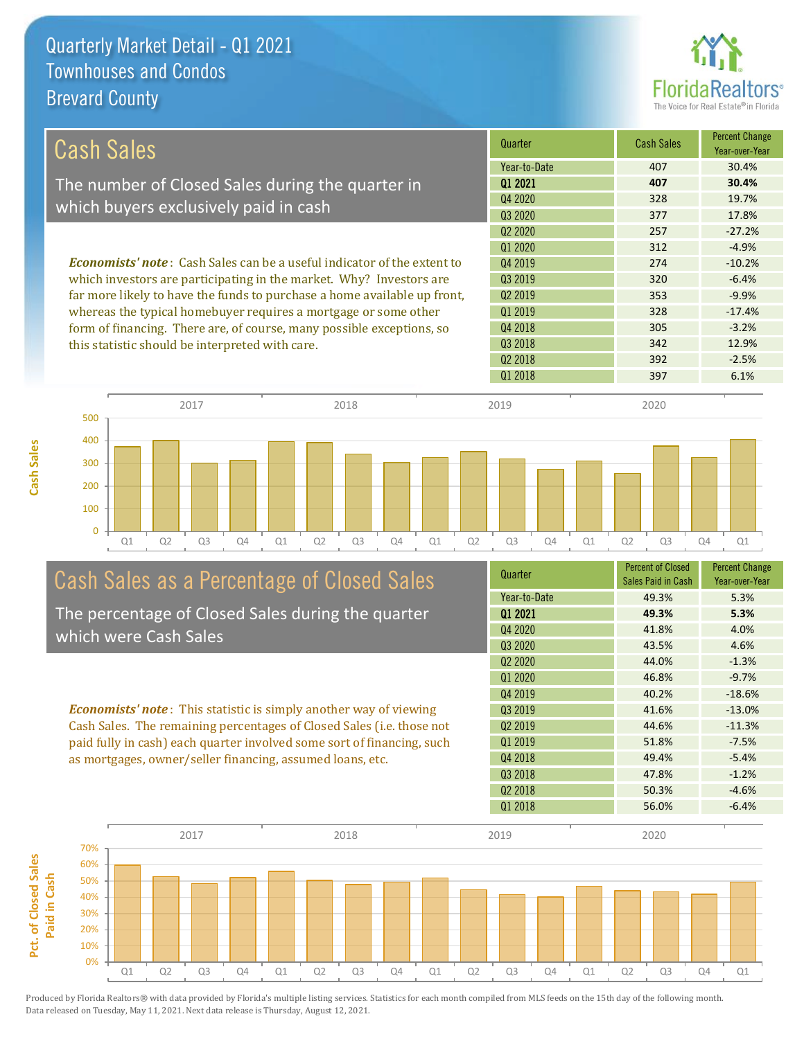# Quarterly Market Detail - Q1 2021
## Townhouses and Condos
## Brevard County

## Cash Sales

The number of Closed Sales during the quarter in which buyers exclusively paid in cash

***Economists' note***: Cash Sales can be a useful indicator of the extent to which investors are participating in the market. Why? Investors are far more likely to have the funds to purchase a home available up front, whereas the typical homebuyer requires a mortgage or some other form of financing. There are, of course, many possible exceptions, so this statistic should be interpreted with care.

| Quarter | Cash Sales | Percent Change Year-over-Year |
|---|---|---|
| Year-to-Date | 407 | 30.4% |
| **Q1 2021** | **407** | **30.4%** |
| Q4 2020 | 328 | 19.7% |
| Q3 2020 | 377 | 17.8% |
| Q2 2020 | 257 | -27.2% |
| Q1 2020 | 312 | -4.9% |
| Q4 2019 | 274 | -10.2% |
| Q3 2019 | 320 | -6.4% |
| Q2 2019 | 353 | -9.9% |
| Q1 2019 | 328 | -17.4% |
| Q4 2018 | 305 | -3.2% |
| Q3 2018 | 342 | 12.9% |
| Q2 2018 | 392 | -2.5% |
| Q1 2018 | 397 | 6.1% |

## Cash Sales as a Percentage of Closed Sales

The percentage of Closed Sales during the quarter which were Cash Sales

***Economists' note***: This statistic is simply another way of viewing Cash Sales. The remaining percentages of Closed Sales (i.e. those not paid fully in cash) each quarter involved some sort of financing, such as mortgages, owner/seller financing, assumed loans, etc.

| Quarter | Percent of Closed Sales Paid in Cash | Percent Change Year-over-Year |
|---|---|---|
| Year-to-Date | 49.3% | 5.3% |
| **Q1 2021** | **49.3%** | **5.3%** |
| Q4 2020 | 41.8% | 4.0% |
| Q3 2020 | 43.5% | 4.6% |
| Q2 2020 | 44.0% | -1.3% |
| Q1 2020 | 46.8% | -9.7% |
| Q4 2019 | 40.2% | -18.6% |
| Q3 2019 | 41.6% | -13.0% |
| Q2 2019 | 44.6% | -11.3% |
| Q1 2019 | 51.8% | -7.5% |
| Q4 2018 | 49.4% | -5.4% |
| Q3 2018 | 47.8% | -1.2% |
| Q2 2018 | 50.3% | -4.6% |
| Q1 2018 | 56.0% | -6.4% |

Produced by Florida Realtors® with data provided by Florida's multiple listing services. Statistics for each month compiled from MLS feeds on the 15th day of the following month. Data released on Tuesday, May 11, 2021. Next data release is Thursday, August 12, 2021.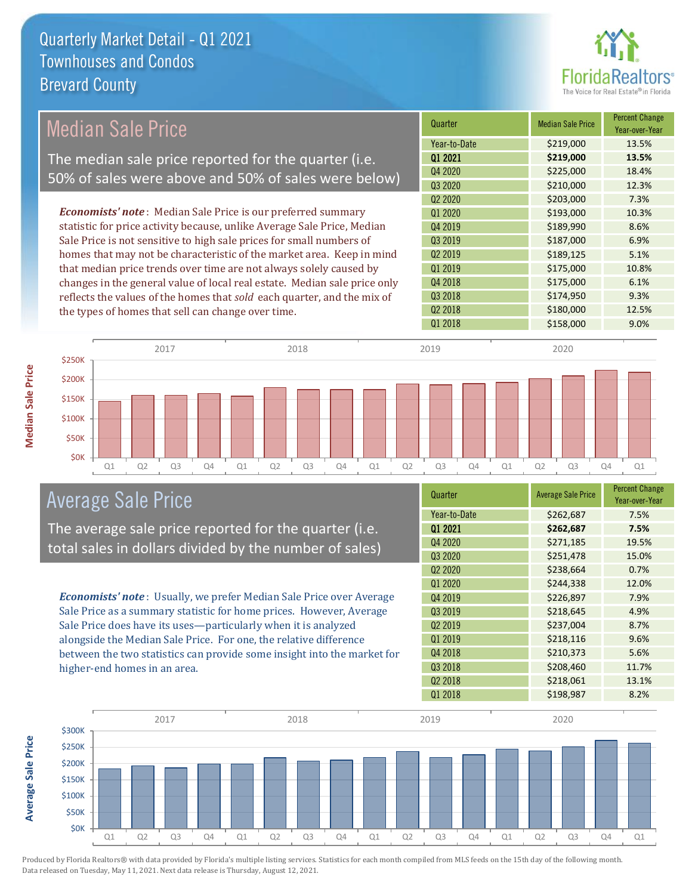# Quarterly Market Detail - Q1 2021
## Townhouses and Condos
## Brevard County

## Median Sale Price

The median sale price reported for the quarter (i.e. 50% of sales were above and 50% of sales were below)

*Economists' note*: Median Sale Price is our preferred summary statistic for price activity because, unlike Average Sale Price, Median Sale Price is not sensitive to high sale prices for small numbers of homes that may not be characteristic of the market area. Keep in mind that median price trends over time are not always solely caused by changes in the general value of local real estate. Median sale price only reflects the values of the homes that *sold* each quarter, and the mix of the types of homes that sell can change over time.

| Quarter | Median Sale Price | Percent Change Year-over-Year |
|---|---|---|
| Year-to-Date | $219,000 | 13.5% |
| **Q1 2021** | **$219,000** | **13.5%** |
| Q4 2020 | $225,000 | 18.4% |
| Q3 2020 | $210,000 | 12.3% |
| Q2 2020 | $203,000 | 7.3% |
| Q1 2020 | $193,000 | 10.3% |
| Q4 2019 | $189,990 | 8.6% |
| Q3 2019 | $187,000 | 6.9% |
| Q2 2019 | $189,125 | 5.1% |
| Q1 2019 | $175,000 | 10.8% |
| Q4 2018 | $175,000 | 6.1% |
| Q3 2018 | $174,950 | 9.3% |
| Q2 2018 | $180,000 | 12.5% |
| Q1 2018 | $158,000 | 9.0% |

## Average Sale Price

The average sale price reported for the quarter (i.e. total sales in dollars divided by the number of sales)

*Economists' note*: Usually, we prefer Median Sale Price over Average Sale Price as a summary statistic for home prices. However, Average Sale Price does have its uses—particularly when it is analyzed alongside the Median Sale Price. For one, the relative difference between the two statistics can provide some insight into the market for higher-end homes in an area.

| Quarter | Average Sale Price | Percent Change Year-over-Year |
|---|---|---|
| Year-to-Date | $262,687 | 7.5% |
| **Q1 2021** | **$262,687** | **7.5%** |
| Q4 2020 | $271,185 | 19.5% |
| Q3 2020 | $251,478 | 15.0% |
| Q2 2020 | $238,664 | 0.7% |
| Q1 2020 | $244,338 | 12.0% |
| Q4 2019 | $226,897 | 7.9% |
| Q3 2019 | $218,645 | 4.9% |
| Q2 2019 | $237,004 | 8.7% |
| Q1 2019 | $218,116 | 9.6% |
| Q4 2018 | $210,373 | 5.6% |
| Q3 2018 | $208,460 | 11.7% |
| Q2 2018 | $218,061 | 13.1% |
| Q1 2018 | $198,987 | 8.2% |

Produced by Florida Realtors® with data provided by Florida's multiple listing services. Statistics for each month compiled from MLS feeds on the 15th day of the following month. Data released on Tuesday, May 11, 2021. Next data release is Thursday, August 12, 2021.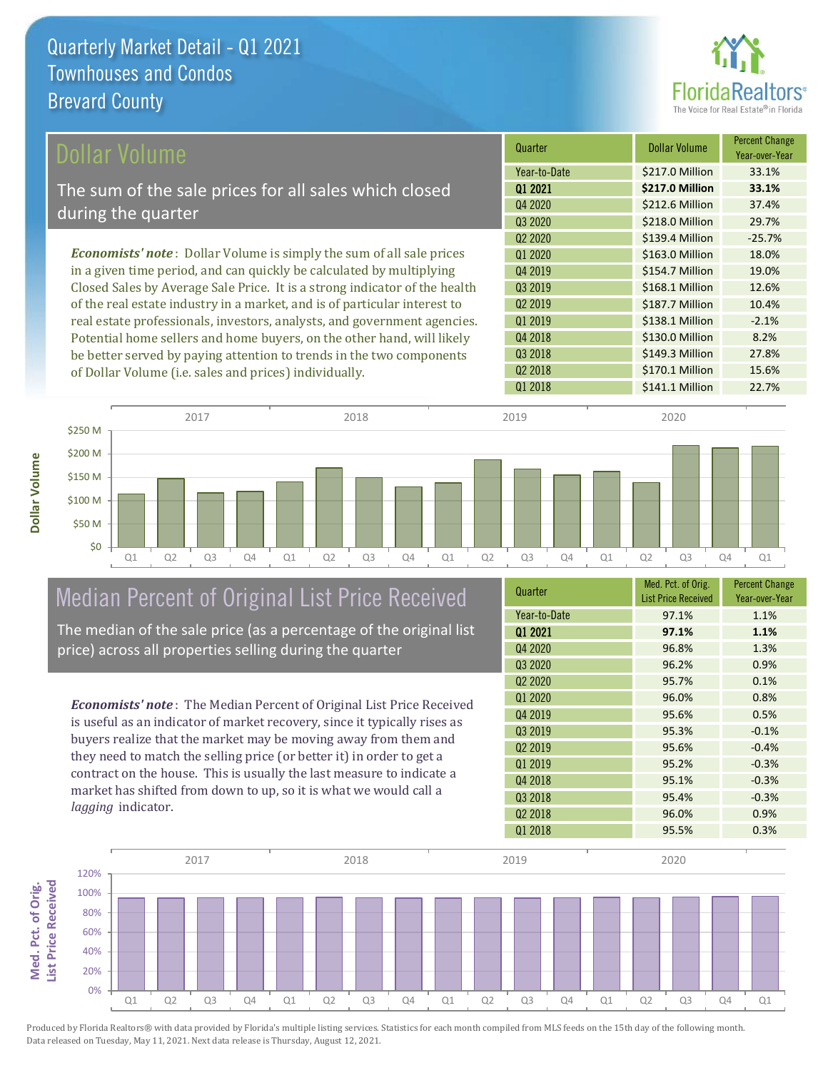# Quarterly Market Detail - Q1 2021
## Townhouses and Condos
## Brevard County

## Dollar Volume

The sum of the sale prices for all sales which closed during the quarter

***Economists' note***: Dollar Volume is simply the sum of all sale prices in a given time period, and can quickly be calculated by multiplying Closed Sales by Average Sale Price. It is a strong indicator of the health of the real estate industry in a market, and is of particular interest to real estate professionals, investors, analysts, and government agencies. Potential home sellers and home buyers, on the other hand, will likely be better served by paying attention to trends in the two components of Dollar Volume (i.e. sales and prices) individually.

| Quarter | Dollar Volume | Percent Change Year-over-Year |
|---|---|---|
| Year-to-Date | $217.0 Million | 33.1% |
| **Q1 2021** | **$217.0 Million** | **33.1%** |
| Q4 2020 | $212.6 Million | 37.4% |
| Q3 2020 | $218.0 Million | 29.7% |
| Q2 2020 | $139.4 Million | -25.7% |
| Q1 2020 | $163.0 Million | 18.0% |
| Q4 2019 | $154.7 Million | 19.0% |
| Q3 2019 | $168.1 Million | 12.6% |
| Q2 2019 | $187.7 Million | 10.4% |
| Q1 2019 | $138.1 Million | -2.1% |
| Q4 2018 | $130.0 Million | 8.2% |
| Q3 2018 | $149.3 Million | 27.8% |
| Q2 2018 | $170.1 Million | 15.6% |
| Q1 2018 | $141.1 Million | 22.7% |

## Median Percent of Original List Price Received

The median of the sale price (as a percentage of the original list price) across all properties selling during the quarter

***Economists' note***: The Median Percent of Original List Price Received is useful as an indicator of market recovery, since it typically rises as buyers realize that the market may be moving away from them and they need to match the selling price (or better it) in order to get a contract on the house. This is usually the last measure to indicate a market has shifted from down to up, so it is what we would call a *lagging* indicator.

| Quarter | Med. Pct. of Orig. List Price Received | Percent Change Year-over-Year |
|---|---|---|
| Year-to-Date | 97.1% | 1.1% |
| **Q1 2021** | **97.1%** | **1.1%** |
| Q4 2020 | 96.8% | 1.3% |
| Q3 2020 | 96.2% | 0.9% |
| Q2 2020 | 95.7% | 0.1% |
| Q1 2020 | 96.0% | 0.8% |
| Q4 2019 | 95.6% | 0.5% |
| Q3 2019 | 95.3% | -0.1% |
| Q2 2019 | 95.6% | -0.4% |
| Q1 2019 | 95.2% | -0.3% |
| Q4 2018 | 95.1% | -0.3% |
| Q3 2018 | 95.4% | -0.3% |
| Q2 2018 | 96.0% | 0.9% |
| Q1 2018 | 95.5% | 0.3% |

Produced by Florida Realtors® with data provided by Florida's multiple listing services. Statistics for each month compiled from MLS feeds on the 15th day of the following month. Data released on Tuesday, May 11, 2021. Next data release is Thursday, August 12, 2021.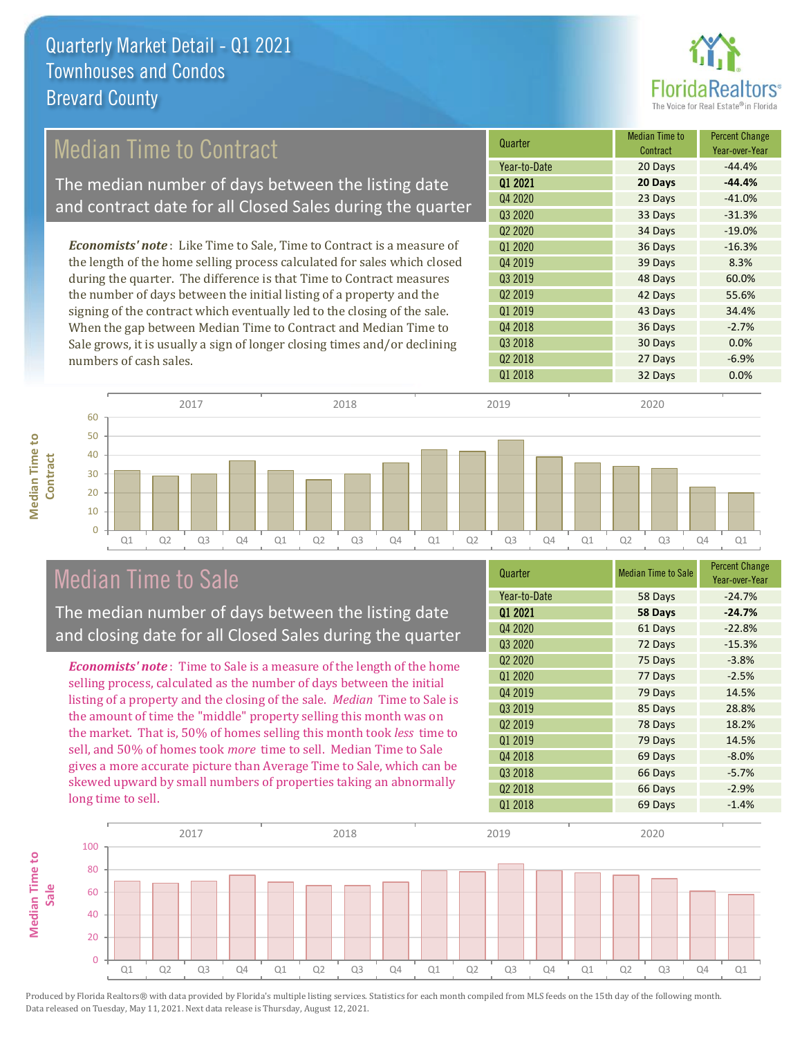# Quarterly Market Detail - Q1 2021
## Townhouses and Condos
## Brevard County

FloridaRealtors® The Voice for Real Estate® in Florida

## Median Time to Contract

The median number of days between the listing date and contract date for all Closed Sales during the quarter

*Economists' note*: Like Time to Sale, Time to Contract is a measure of the length of the home selling process calculated for sales which closed during the quarter. The difference is that Time to Contract measures the number of days between the initial listing of a property and the signing of the contract which eventually led to the closing of the sale. When the gap between Median Time to Contract and Median Time to Sale grows, it is usually a sign of longer closing times and/or declining numbers of cash sales.

| Quarter | Median Time to Contract | Percent Change Year-over-Year |
|---|---|---|
| Year-to-Date | 20 Days | -44.4% |
| **Q1 2021** | **20 Days** | **-44.4%** |
| Q4 2020 | 23 Days | -41.0% |
| Q3 2020 | 33 Days | -31.3% |
| Q2 2020 | 34 Days | -19.0% |
| Q1 2020 | 36 Days | -16.3% |
| Q4 2019 | 39 Days | 8.3% |
| Q3 2019 | 48 Days | 60.0% |
| Q2 2019 | 42 Days | 55.6% |
| Q1 2019 | 43 Days | 34.4% |
| Q4 2018 | 36 Days | -2.7% |
| Q3 2018 | 30 Days | 0.0% |
| Q2 2018 | 27 Days | -6.9% |
| Q1 2018 | 32 Days | 0.0% |

## Median Time to Sale

The median number of days between the listing date and closing date for all Closed Sales during the quarter

*Economists' note*: Time to Sale is a measure of the length of the home selling process, calculated as the number of days between the initial listing of a property and the closing of the sale. *Median* Time to Sale is the amount of time the "middle" property selling this month was on the market. That is, 50% of homes selling this month took *less* time to sell, and 50% of homes took *more* time to sell. Median Time to Sale gives a more accurate picture than Average Time to Sale, which can be skewed upward by small numbers of properties taking an abnormally long time to sell.

| Quarter | Median Time to Sale | Percent Change Year-over-Year |
|---|---|---|
| Year-to-Date | 58 Days | -24.7% |
| **Q1 2021** | **58 Days** | **-24.7%** |
| Q4 2020 | 61 Days | -22.8% |
| Q3 2020 | 72 Days | -15.3% |
| Q2 2020 | 75 Days | -3.8% |
| Q1 2020 | 77 Days | -2.5% |
| Q4 2019 | 79 Days | 14.5% |
| Q3 2019 | 85 Days | 28.8% |
| Q2 2019 | 78 Days | 18.2% |
| Q1 2019 | 79 Days | 14.5% |
| Q4 2018 | 69 Days | -8.0% |
| Q3 2018 | 66 Days | -5.7% |
| Q2 2018 | 66 Days | -2.9% |
| Q1 2018 | 69 Days | -1.4% |

Produced by Florida Realtors® with data provided by Florida's multiple listing services. Statistics for each month compiled from MLS feeds on the 15th day of the following month. Data released on Tuesday, May 11, 2021. Next data release is Thursday, August 12, 2021.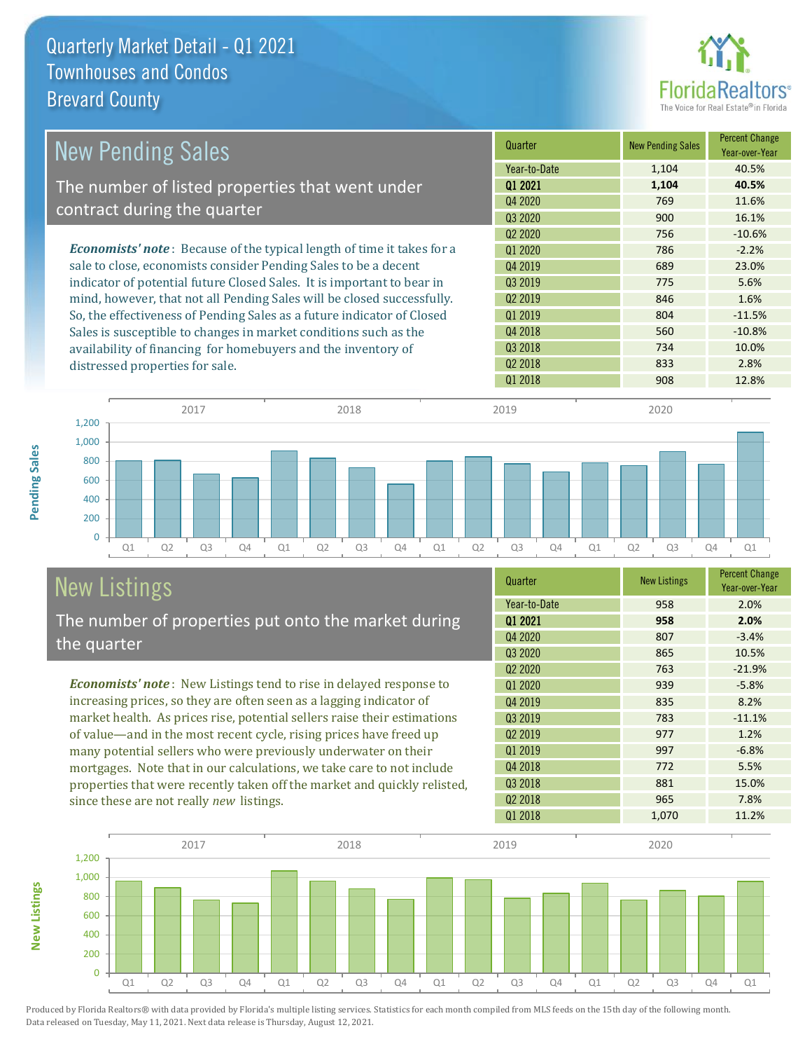# Quarterly Market Detail - Q1 2021
## Townhouses and Condos
## Brevard County

## New Pending Sales

The number of listed properties that went under contract during the quarter

*Economists' note*: Because of the typical length of time it takes for a sale to close, economists consider Pending Sales to be a decent indicator of potential future Closed Sales. It is important to bear in mind, however, that not all Pending Sales will be closed successfully. So, the effectiveness of Pending Sales as a future indicator of Closed Sales is susceptible to changes in market conditions such as the availability of financing for homebuyers and the inventory of distressed properties for sale.

| Quarter | New Pending Sales | Percent Change Year-over-Year |
|---|---|---|
| Year-to-Date | 1,104 | 40.5% |
| **Q1 2021** | **1,104** | **40.5%** |
| Q4 2020 | 769 | 11.6% |
| Q3 2020 | 900 | 16.1% |
| Q2 2020 | 756 | -10.6% |
| Q1 2020 | 786 | -2.2% |
| Q4 2019 | 689 | 23.0% |
| Q3 2019 | 775 | 5.6% |
| Q2 2019 | 846 | 1.6% |
| Q1 2019 | 804 | -11.5% |
| Q4 2018 | 560 | -10.8% |
| Q3 2018 | 734 | 10.0% |
| Q2 2018 | 833 | 2.8% |
| Q1 2018 | 908 | 12.8% |

## New Listings

The number of properties put onto the market during the quarter

*Economists' note*: New Listings tend to rise in delayed response to increasing prices, so they are often seen as a lagging indicator of market health. As prices rise, potential sellers raise their estimations of value—and in the most recent cycle, rising prices have freed up many potential sellers who were previously underwater on their mortgages. Note that in our calculations, we take care to not include properties that were recently taken off the market and quickly relisted, since these are not really *new* listings.

| Quarter | New Listings | Percent Change Year-over-Year |
|---|---|---|
| Year-to-Date | 958 | 2.0% |
| **Q1 2021** | **958** | **2.0%** |
| Q4 2020 | 807 | -3.4% |
| Q3 2020 | 865 | 10.5% |
| Q2 2020 | 763 | -21.9% |
| Q1 2020 | 939 | -5.8% |
| Q4 2019 | 835 | 8.2% |
| Q3 2019 | 783 | -11.1% |
| Q2 2019 | 977 | 1.2% |
| Q1 2019 | 997 | -6.8% |
| Q4 2018 | 772 | 5.5% |
| Q3 2018 | 881 | 15.0% |
| Q2 2018 | 965 | 7.8% |
| Q1 2018 | 1,070 | 11.2% |

Produced by Florida Realtors® with data provided by Florida's multiple listing services. Statistics for each month compiled from MLS feeds on the 15th day of the following month. Data released on Tuesday, May 11, 2021. Next data release is Thursday, August 12, 2021.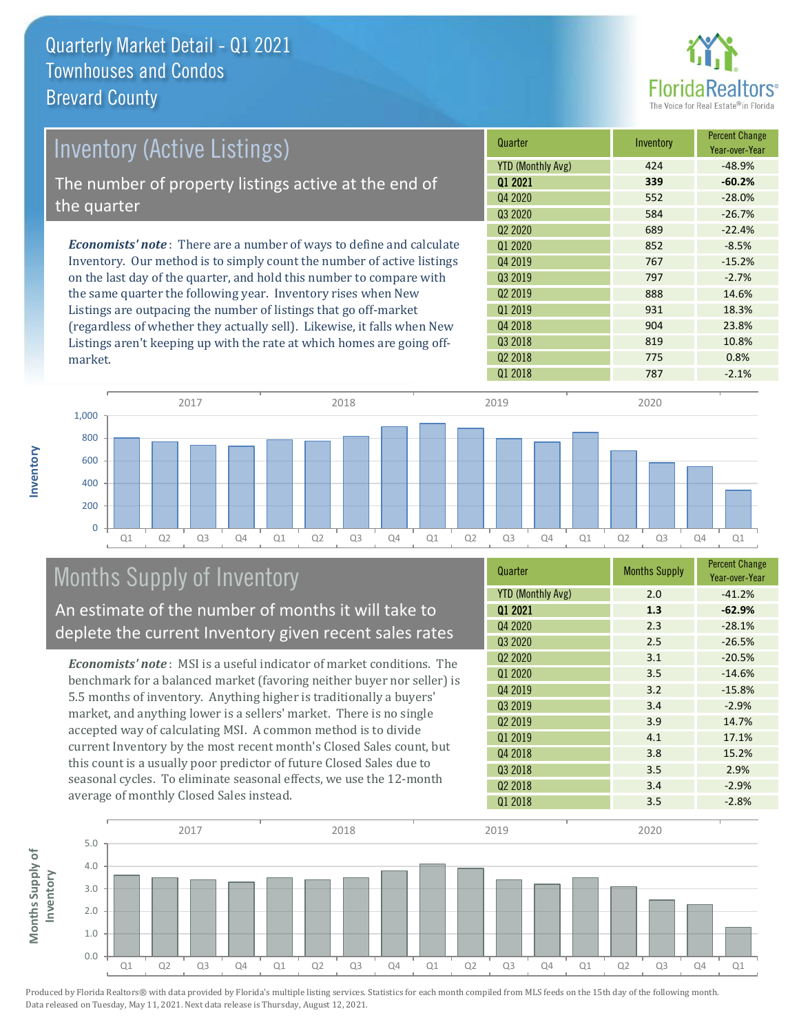# Quarterly Market Detail - Q1 2021
## Townhouses and Condos
## Brevard County

## Inventory (Active Listings)

The number of property listings active at the end of the quarter

*Economists' note*: There are a number of ways to define and calculate Inventory. Our method is to simply count the number of active listings on the last day of the quarter, and hold this number to compare with the same quarter the following year. Inventory rises when New Listings are outpacing the number of listings that go off-market (regardless of whether they actually sell). Likewise, it falls when New Listings aren't keeping up with the rate at which homes are going off-market.

| Quarter | Inventory | Percent Change Year-over-Year |
|---|---|---|
| YTD (Monthly Avg) | 424 | -48.9% |
| **Q1 2021** | **339** | **-60.2%** |
| Q4 2020 | 552 | -28.0% |
| Q3 2020 | 584 | -26.7% |
| Q2 2020 | 689 | -22.4% |
| Q1 2020 | 852 | -8.5% |
| Q4 2019 | 767 | -15.2% |
| Q3 2019 | 797 | -2.7% |
| Q2 2019 | 888 | 14.6% |
| Q1 2019 | 931 | 18.3% |
| Q4 2018 | 904 | 23.8% |
| Q3 2018 | 819 | 10.8% |
| Q2 2018 | 775 | 0.8% |
| Q1 2018 | 787 | -2.1% |

## Months Supply of Inventory

An estimate of the number of months it will take to deplete the current Inventory given recent sales rates

*Economists' note*: MSI is a useful indicator of market conditions. The benchmark for a balanced market (favoring neither buyer nor seller) is 5.5 months of inventory. Anything higher is traditionally a buyers' market, and anything lower is a sellers' market. There is no single accepted way of calculating MSI. A common method is to divide current Inventory by the most recent month's Closed Sales count, but this count is a usually poor predictor of future Closed Sales due to seasonal cycles. To eliminate seasonal effects, we use the 12-month average of monthly Closed Sales instead.

| Quarter | Months Supply | Percent Change Year-over-Year |
|---|---|---|
| YTD (Monthly Avg) | 2.0 | -41.2% |
| **Q1 2021** | **1.3** | **-62.9%** |
| Q4 2020 | 2.3 | -28.1% |
| Q3 2020 | 2.5 | -26.5% |
| Q2 2020 | 3.1 | -20.5% |
| Q1 2020 | 3.5 | -14.6% |
| Q4 2019 | 3.2 | -15.8% |
| Q3 2019 | 3.4 | -2.9% |
| Q2 2019 | 3.9 | 14.7% |
| Q1 2019 | 4.1 | 17.1% |
| Q4 2018 | 3.8 | 15.2% |
| Q3 2018 | 3.5 | 2.9% |
| Q2 2018 | 3.4 | -2.9% |
| Q1 2018 | 3.5 | -2.8% |

Produced by Florida Realtors® with data provided by Florida's multiple listing services. Statistics for each month compiled from MLS feeds on the 15th day of the following month. Data released on Tuesday, May 11, 2021. Next data release is Thursday, August 12, 2021.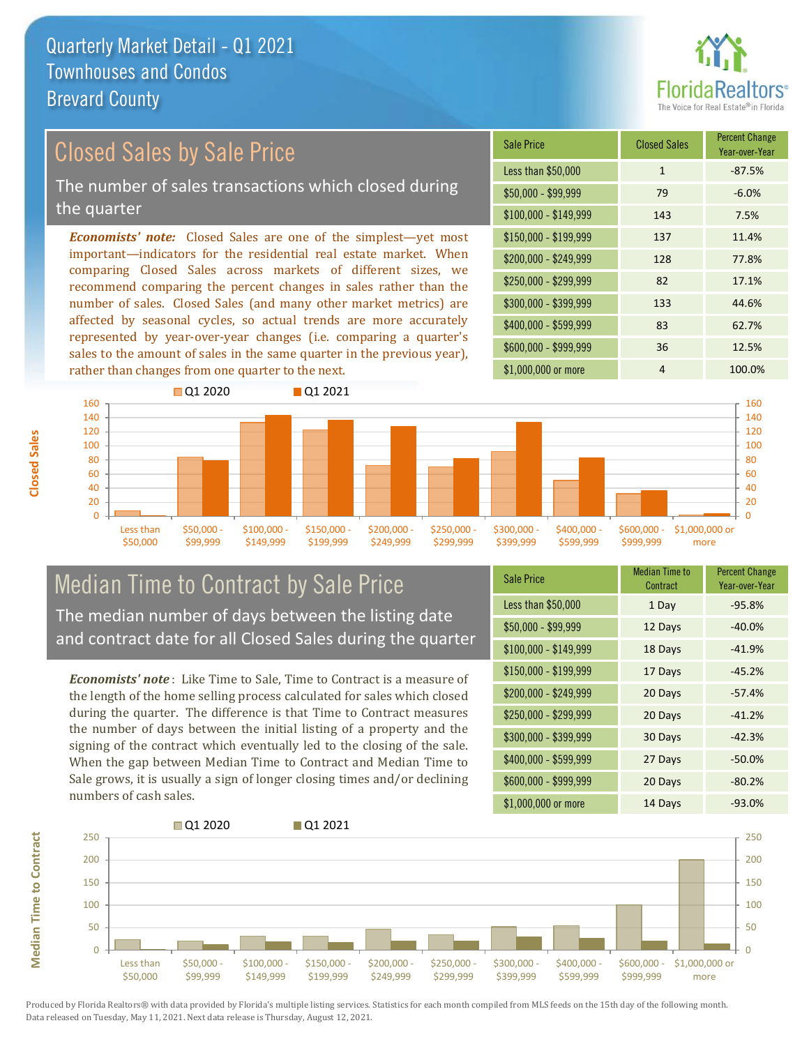Quarterly Market Detail - Q1 2021
Townhouses and Condos
Brevard County

## Closed Sales by Sale Price

The number of sales transactions which closed during the quarter

*Economists' note:* Closed Sales are one of the simplest—yet most important—indicators for the residential real estate market. When comparing Closed Sales across markets of different sizes, we recommend comparing the percent changes in sales rather than the number of sales. Closed Sales (and many other market metrics) are affected by seasonal cycles, so actual trends are more accurately represented by year-over-year changes (i.e. comparing a quarter's sales to the amount of sales in the same quarter in the previous year), rather than changes from one quarter to the next.

| Sale Price | Closed Sales | Percent Change Year-over-Year |
|---|---|---|
| Less than $50,000 | 1 | -87.5% |
| $50,000 - $99,999 | 79 | -6.0% |
| $100,000 - $149,999 | 143 | 7.5% |
| $150,000 - $199,999 | 137 | 11.4% |
| $200,000 - $249,999 | 128 | 77.8% |
| $250,000 - $299,999 | 82 | 17.1% |
| $300,000 - $399,999 | 133 | 44.6% |
| $400,000 - $599,999 | 83 | 62.7% |
| $600,000 - $999,999 | 36 | 12.5% |
| $1,000,000 or more | 4 | 100.0% |

## Median Time to Contract by Sale Price

The median number of days between the listing date and contract date for all Closed Sales during the quarter

*Economists' note*: Like Time to Sale, Time to Contract is a measure of the length of the home selling process calculated for sales which closed during the quarter. The difference is that Time to Contract measures the number of days between the initial listing of a property and the signing of the contract which eventually led to the closing of the sale. When the gap between Median Time to Contract and Median Time to Sale grows, it is usually a sign of longer closing times and/or declining numbers of cash sales.

| Sale Price | Median Time to Contract | Percent Change Year-over-Year |
|---|---|---|
| Less than $50,000 | 1 Day | -95.8% |
| $50,000 - $99,999 | 12 Days | -40.0% |
| $100,000 - $149,999 | 18 Days | -41.9% |
| $150,000 - $199,999 | 17 Days | -45.2% |
| $200,000 - $249,999 | 20 Days | -57.4% |
| $250,000 - $299,999 | 20 Days | -41.2% |
| $300,000 - $399,999 | 30 Days | -42.3% |
| $400,000 - $599,999 | 27 Days | -50.0% |
| $600,000 - $999,999 | 20 Days | -80.2% |
| $1,000,000 or more | 14 Days | -93.0% |

Produced by Florida Realtors® with data provided by Florida's multiple listing services. Statistics for each month compiled from MLS feeds on the 15th day of the following month. Data released on Tuesday, May 11, 2021. Next data release is Thursday, August 12, 2021.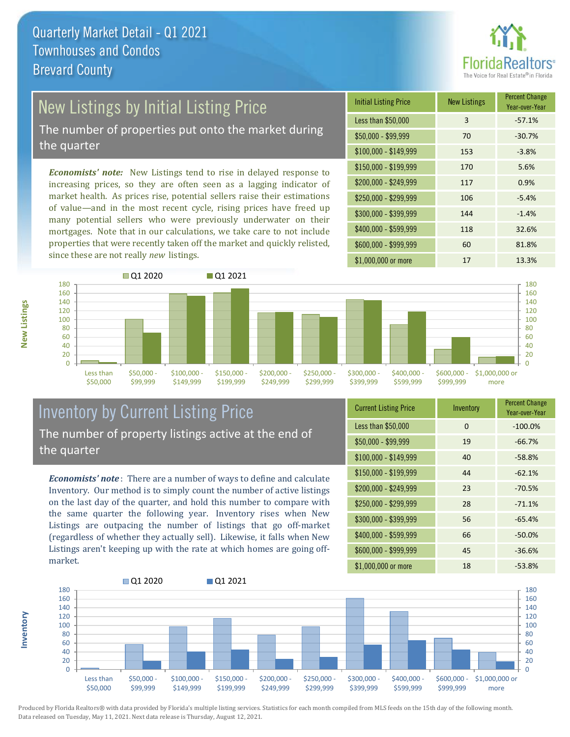# Quarterly Market Detail - Q1 2021
## Townhouses and Condos
## Brevard County

## New Listings by Initial Listing Price

The number of properties put onto the market during the quarter

*Economists' note:* New Listings tend to rise in delayed response to increasing prices, so they are often seen as a lagging indicator of market health. As prices rise, potential sellers raise their estimations of value—and in the most recent cycle, rising prices have freed up many potential sellers who were previously underwater on their mortgages. Note that in our calculations, we take care to not include properties that were recently taken off the market and quickly relisted, since these are not really *new* listings.

| Initial Listing Price | New Listings | Percent Change Year-over-Year |
|---|---|---|
| Less than $50,000 | 3 | -57.1% |
| $50,000 - $99,999 | 70 | -30.7% |
| $100,000 - $149,999 | 153 | -3.8% |
| $150,000 - $199,999 | 170 | 5.6% |
| $200,000 - $249,999 | 117 | 0.9% |
| $250,000 - $299,999 | 106 | -5.4% |
| $300,000 - $399,999 | 144 | -1.4% |
| $400,000 - $599,999 | 118 | 32.6% |
| $600,000 - $999,999 | 60 | 81.8% |
| $1,000,000 or more | 17 | 13.3% |

## Inventory by Current Listing Price

The number of property listings active at the end of the quarter

*Economists' note*: There are a number of ways to define and calculate Inventory. Our method is to simply count the number of active listings on the last day of the quarter, and hold this number to compare with the same quarter the following year. Inventory rises when New Listings are outpacing the number of listings that go off-market (regardless of whether they actually sell). Likewise, it falls when New Listings aren't keeping up with the rate at which homes are going off-market.

| Current Listing Price | Inventory | Percent Change Year-over-Year |
|---|---|---|
| Less than $50,000 | 0 | -100.0% |
| $50,000 - $99,999 | 19 | -66.7% |
| $100,000 - $149,999 | 40 | -58.8% |
| $150,000 - $199,999 | 44 | -62.1% |
| $200,000 - $249,999 | 23 | -70.5% |
| $250,000 - $299,999 | 28 | -71.1% |
| $300,000 - $399,999 | 56 | -65.4% |
| $400,000 - $599,999 | 66 | -50.0% |
| $600,000 - $999,999 | 45 | -36.6% |
| $1,000,000 or more | 18 | -53.8% |

Produced by Florida Realtors® with data provided by Florida's multiple listing services. Statistics for each month compiled from MLS feeds on the 15th day of the following month. Data released on Tuesday, May 11, 2021. Next data release is Thursday, August 12, 2021.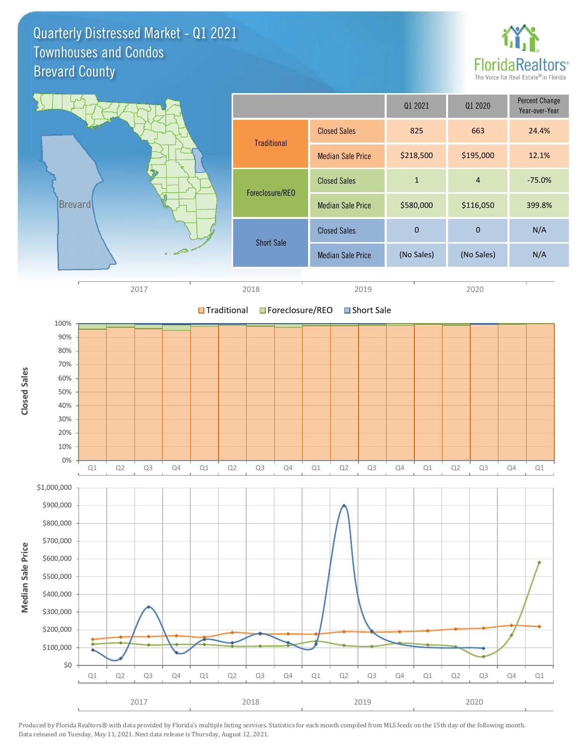# Quarterly Distressed Market - Q1 2021
## Townhouses and Condos
## Brevard County

FloridaRealtors®
The Voice for Real Estate® in Florida

Brevard

| | | Q1 2021 | Q1 2020 | Percent Change Year-over-Year |
|---|---|---|---|---|
| Traditional | Closed Sales | 825 | 663 | 24.4% |
| | Median Sale Price | $218,500 | $195,000 | 12.1% |
| Foreclosure/REO | Closed Sales | 1 | 4 | -75.0% |
| | Median Sale Price | $580,000 | $116,050 | 399.8% |
| Short Sale | Closed Sales | 0 | 0 | N/A |
| | Median Sale Price | (No Sales) | (No Sales) | N/A |

2017 2018 2019 2020

Traditional Foreclosure/REO Short Sale

Closed Sales

100% 90% 80% 70% 60% 50% 40% 30% 20% 10% 0%

Q1 Q2 Q3 Q4 Q1 Q2 Q3 Q4 Q1 Q2 Q3 Q4 Q1 Q2 Q3 Q4 Q1

Median Sale Price

$1,000,000 $900,000 $800,000 $700,000 $600,000 $500,000 $400,000 $300,000 $200,000 $100,000 $0

Q1 Q2 Q3 Q4 Q1 Q2 Q3 Q4 Q1 Q2 Q3 Q4 Q1 Q2 Q3 Q4 Q1

2017 2018 2019 2020

Produced by Florida Realtors® with data provided by Florida's multiple listing services. Statistics for each month compiled from MLS feeds on the 15th day of the following month. Data released on Tuesday, May 11, 2021. Next data release is Thursday, August 12, 2021.